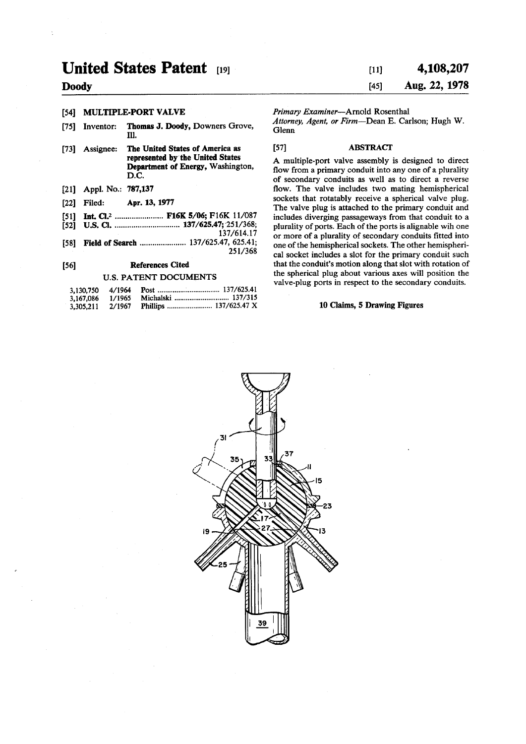# United States Patent [19]

**Doody**

[11] **4,108,207**

[45] **Aug. 22, 1978**

[54] **MULTIPLE-PORT VALVE**

[75] Inventor: **Thomas J. Doody,** Downers Grove, Ill.

[73] Assignee: **The United States of America as represented by the United States Department of Energy,** Washington, D.C.

[21] Appl. No.: **787,137**

[22] Filed: **Apr. 13, 1977**

[51] **Int. Cl.**[2] ....................... **F16K 5/06;** F16K 11/087

[52] **U.S. Cl.** ............................... **137/625.47;** 251/368; 137/614.17

[58] **Field of Search** ...................... 137/625.47, 625.41; 251/368

[56] **References Cited**

U.S. PATENT DOCUMENTS

| | | | |
|---|---|---|---|
| 3,130,750 | 4/1964 | Post | 137/625.41 |
| 3,167,086 | 1/1965 | Michalski | 137/315 |
| 3,305,211 | 2/1967 | Phillips | 137/625.47 X |

*Primary Examiner*—Arnold Rosenthal

*Attorney, Agent, or Firm*—Dean E. Carlson; Hugh W. Glenn

[57] **ABSTRACT**

A multiple-port valve assembly is designed to direct flow from a primary conduit into any one of a plurality of secondary conduits as well as to direct a reverse flow. The valve includes two mating hemispherical sockets that rotatably receive a spherical valve plug. The valve plug is attached to the primary conduit and includes diverging passageways from that conduit to a plurality of ports. Each of the ports is alignable wih one or more of a plurality of secondary conduits fitted into one of the hemispherical sockets. The other hemispherical socket includes a slot for the primary conduit such that the conduit's motion along that slot with rotation of the spherical plug about various axes will position the valve-plug ports in respect to the secondary conduits.

**10 Claims, 5 Drawing Figures**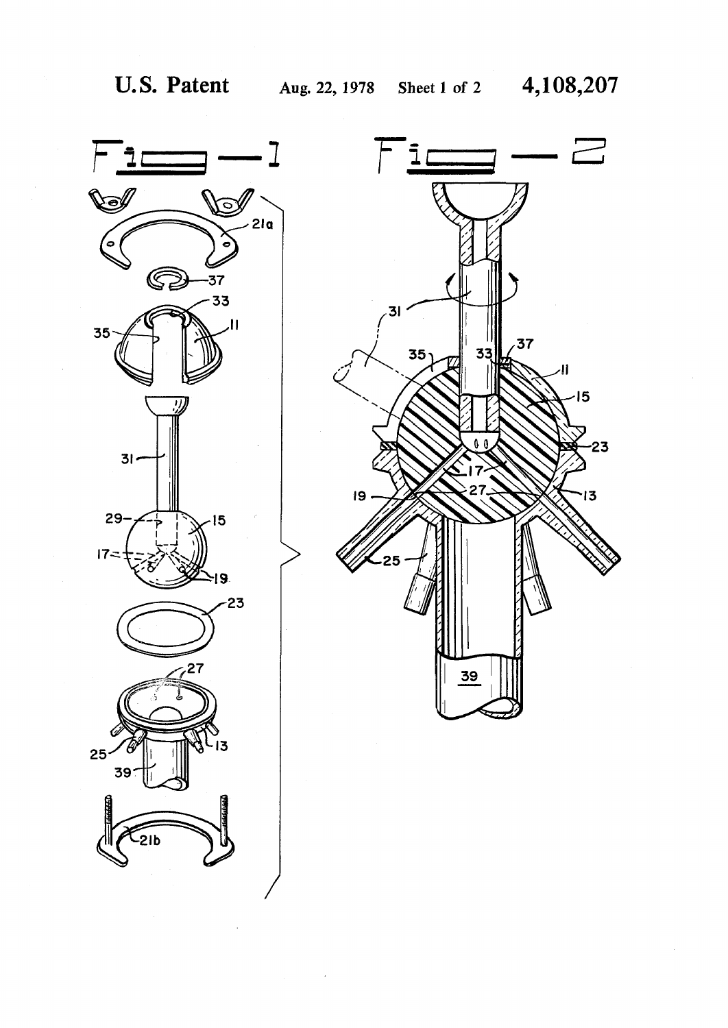Fig—1

Fig—2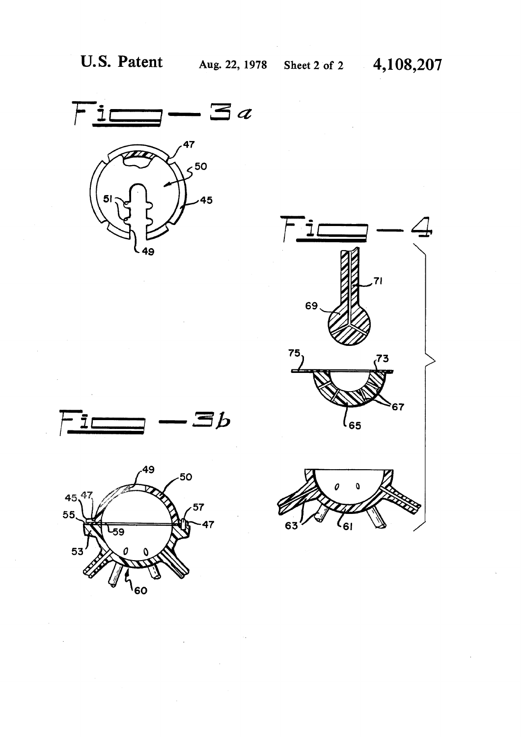U.S. Patent Aug. 22, 1978 Sheet 2 of 2 4,108,207

Fig. 3a

Fig. 3b

Fig. 4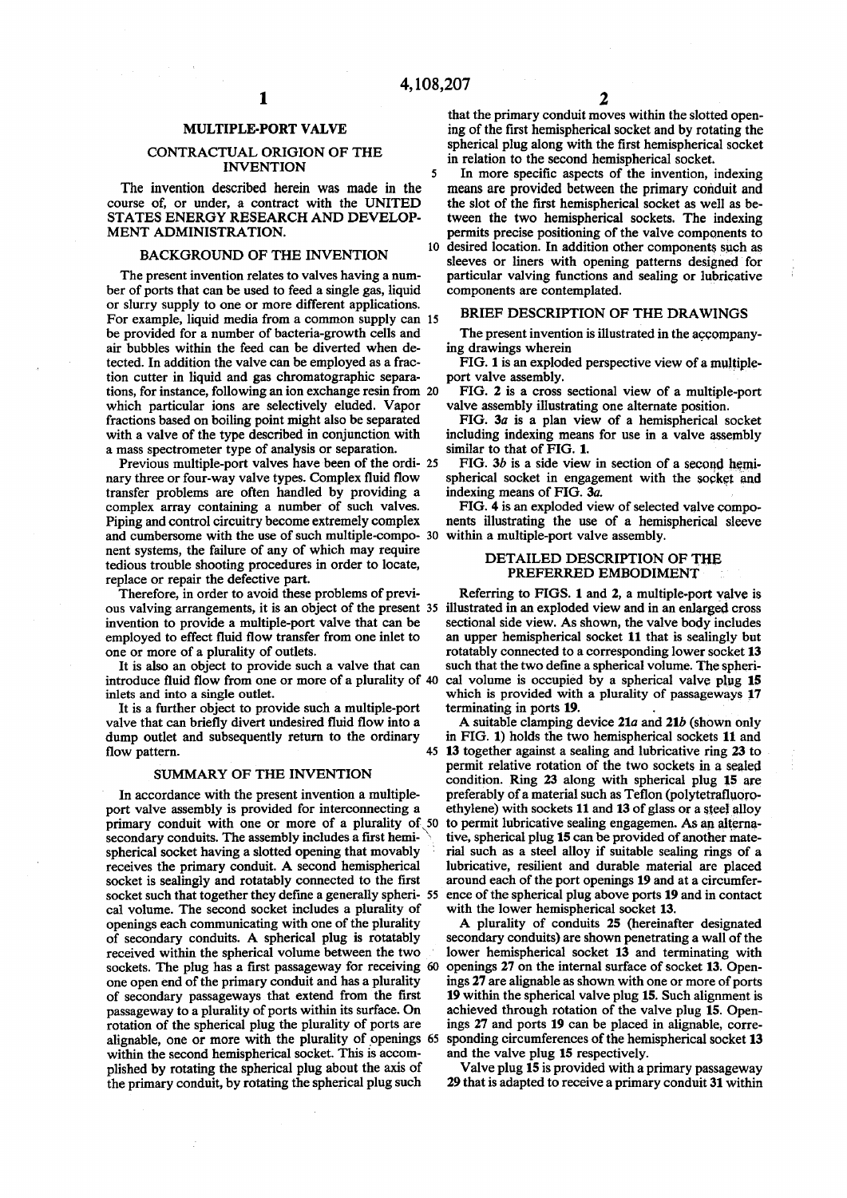# MULTIPLE-PORT VALVE

## CONTRACTUAL ORIGION OF THE INVENTION

The invention described herein was made in the course of, or under, a contract with the UNITED STATES ENERGY RESEARCH AND DEVELOPMENT ADMINISTRATION.

## BACKGROUND OF THE INVENTION

The present invention relates to valves having a number of ports that can be used to feed a single gas, liquid or slurry supply to one or more different applications. For example, liquid media from a common supply can be provided for a number of bacteria-growth cells and air bubbles within the feed can be diverted when detected. In addition the valve can be employed as a fraction cutter in liquid and gas chromatographic separations, for instance, following an ion exchange resin from which particular ions are selectively eluded. Vapor fractions based on boiling point might also be separated with a valve of the type described in conjunction with a mass spectrometer type of analysis or separation.

Previous multiple-port valves have been of the ordinary three or four-way valve types. Complex fluid flow transfer problems are often handled by providing a complex array containing a number of such valves. Piping and control circuitry become extremely complex and cumbersome with the use of such multiple-component systems, the failure of any of which may require tedious trouble shooting procedures in order to locate, replace or repair the defective part.

Therefore, in order to avoid these problems of previous valving arrangements, it is an object of the present invention to provide a multiple-port valve that can be employed to effect fluid flow transfer from one inlet to one or more of a plurality of outlets.

It is also an object to provide such a valve that can introduce fluid flow from one or more of a plurality of inlets and into a single outlet.

It is a further object to provide such a multiple-port valve that can briefly divert undesired fluid flow into a dump outlet and subsequently return to the ordinary flow pattern.

## SUMMARY OF THE INVENTION

In accordance with the present invention a multiple-port valve assembly is provided for interconnecting a primary conduit with one or more of a plurality of secondary conduits. The assembly includes a first hemispherical socket having a slotted opening that movably receives the primary conduit. A second hemispherical socket is sealingly and rotatably connected to the first socket such that together they define a generally spherical volume. The second socket includes a plurality of openings each communicating with one of the plurality of secondary conduits. A spherical plug is rotatably received within the spherical volume between the two sockets. The plug has a first passageway for receiving one open end of the primary conduit and has a plurality of secondary passageways that extend from the first passageway to a plurality of ports within its surface. On rotation of the spherical plug the plurality of ports are alignable, one or more with the plurality of openings within the second hemispherical socket. This is accomplished by rotating the spherical plug about the axis of the primary conduit, by rotating the spherical plug such that the primary conduit moves within the slotted opening of the first hemispherical socket and by rotating the spherical plug along with the first hemispherical socket in relation to the second hemispherical socket.

In more specific aspects of the invention, indexing means are provided between the primary conduit and the slot of the first hemispherical socket as well as between the two hemispherical sockets. The indexing permits precise positioning of the valve components to desired location. In addition other components such as sleeves or liners with opening patterns designed for particular valving functions and sealing or lubricative components are contemplated.

## BRIEF DESCRIPTION OF THE DRAWINGS

The present invention is illustrated in the accompanying drawings wherein

FIG. 1 is an exploded perspective view of a multiple-port valve assembly.

FIG. 2 is a cross sectional view of a multiple-port valve assembly illustrating one alternate position.

FIG. 3a is a plan view of a hemispherical socket including indexing means for use in a valve assembly similar to that of FIG. 1.

FIG. 3b is a side view in section of a second hemispherical socket in engagement with the socket and indexing means of FIG. 3a.

FIG. 4 is an exploded view of selected valve components illustrating the use of a hemispherical sleeve within a multiple-port valve assembly.

## DETAILED DESCRIPTION OF THE PREFERRED EMBODIMENT

Referring to FIGS. 1 and 2, a multiple-port valve is illustrated in an exploded view and in an enlarged cross sectional side view. As shown, the valve body includes an upper hemispherical socket 11 that is sealingly but rotatably connected to a corresponding lower socket 13 such that the two define a spherical volume. The spherical volume is occupied by a spherical valve plug 15 which is provided with a plurality of passageways 17 terminating in ports 19.

A suitable clamping device 21a and 21b (shown only in FIG. 1) holds the two hemispherical sockets 11 and 13 together against a sealing and lubricative ring 23 to permit relative rotation of the two sockets in a sealed condition. Ring 23 along with spherical plug 15 are preferably of a material such as Teflon (polytetrafluoroethylene) with sockets 11 and 13 of glass or a steel alloy to permit lubricative sealing engagemen. As an alternative, spherical plug 15 can be provided of another material such as a steel alloy if suitable sealing rings of a lubricative, resilient and durable material are placed around each of the port openings 19 and at a circumference of the spherical plug above ports 19 and in contact with the lower hemispherical socket 13.

A plurality of conduits 25 (hereinafter designated secondary conduits) are shown penetrating a wall of the lower hemispherical socket 13 and terminating with openings 27 on the internal surface of socket 13. Openings 27 are alignable as shown with one or more of ports 19 within the spherical valve plug 15. Such alignment is achieved through rotation of the valve plug 15. Openings 27 and ports 19 can be placed in alignable, corresponding circumferences of the hemispherical socket 13 and the valve plug 15 respectively.

Valve plug 15 is provided with a primary passageway 29 that is adapted to receive a primary conduit 31 within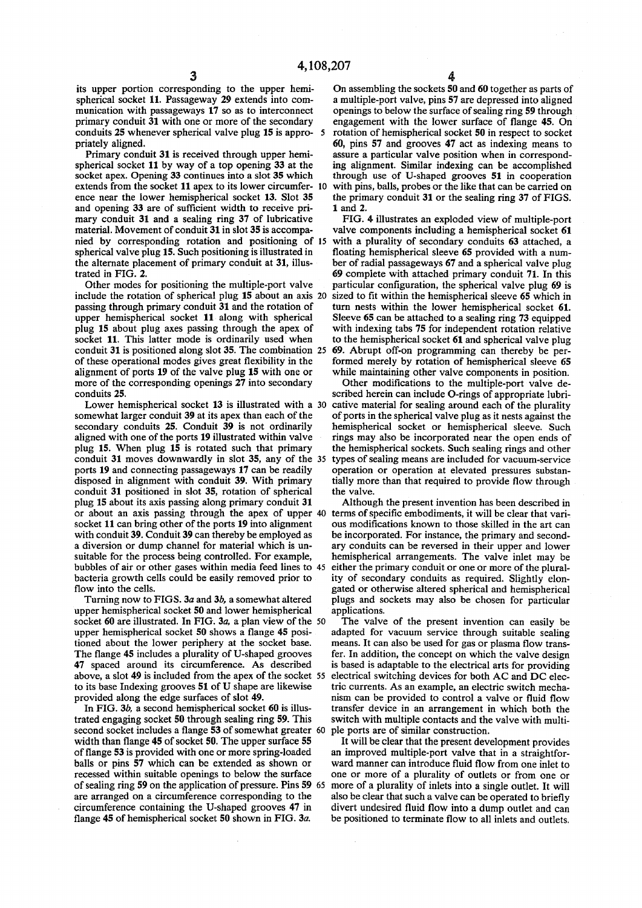its upper portion corresponding to the upper hemispherical socket **11**. Passageway **29** extends into communication with passageways **17** so as to interconnect primary conduit **31** with one or more of the secondary conduits **25** whenever spherical valve plug **15** is appropriately aligned.

Primary conduit **31** is received through upper hemispherical socket **11** by way of a top opening **33** at the socket apex. Opening **33** continues into a slot **35** which extends from the socket **11** apex to its lower circumference near the lower hemispherical socket **13**. Slot **35** and opening **33** are of sufficient width to receive primary conduit **31** and a sealing ring **37** of lubricative material. Movement of conduit **31** in slot **35** is accompanied by corresponding rotation and positioning of spherical valve plug **15**. Such positioning is illustrated in the alternate placement of primary conduit at **31**, illustrated in FIG. **2**.

Other modes for positioning the multiple-port valve include the rotation of spherical plug **15** about an axis passing through primary conduit **31** and the rotation of upper hemispherical socket **11** along with spherical plug **15** about plug axes passing through the apex of socket **11**. This latter mode is ordinarily used when conduit **31** is positioned along slot **35**. The combination of these operational modes gives great flexibility in the alignment of ports **19** of the valve plug **15** with one or more of the corresponding openings **27** into secondary conduits **25**.

Lower hemispherical socket **13** is illustrated with a somewhat larger conduit **39** at its apex than each of the secondary conduits **25**. Conduit **39** is not ordinarily aligned with one of the ports **19** illustrated within valve plug **15**. When plug **15** is rotated such that primary conduit **31** moves downwardly in slot **35**, any of the ports **19** and connecting passageways **17** can be readily disposed in alignment with conduit **39**. With primary conduit **31** positioned in slot **35**, rotation of spherical plug **15** about its axis passing along primary conduit **31** or about an axis passing through the apex of upper socket **11** can bring other of the ports **19** into alignment with conduit **39**. Conduit **39** can thereby be employed as a diversion or dump channel for material which is unsuitable for the process being controlled. For example, bubbles of air or other gases within media feed lines to bacteria growth cells could be easily removed prior to flow into the cells.

Turning now to FIGS. **3a** and **3b**, a somewhat altered upper hemispherical socket **50** and lower hemispherical socket **60** are illustrated. In FIG. **3a**, a plan view of the upper hemispherical socket **50** shows a flange **45** positioned about the lower periphery at the socket base. The flange **45** includes a plurality of U-shaped grooves **47** spaced around its circumference. As described above, a slot **49** is included from the apex of the socket to its base Indexing grooves **51** of U shape are likewise provided along the edge surfaces of slot **49**.

In FIG. **3b**, a second hemispherical socket **60** is illustrated engaging socket **50** through sealing ring **59**. This second socket includes a flange **53** of somewhat greater width than flange **45** of socket **50**. The upper surface **55** of flange **53** is provided with one or more spring-loaded balls or pins **57** which can be extended as shown or recessed within suitable openings to below the surface of sealing ring **59** on the application of pressure. Pins **59** are arranged on a circumference corresponding to the circumference containing the U-shaped grooves **47** in flange **45** of hemispherical socket **50** shown in FIG. **3a**.

On assembling the sockets **50** and **60** together as parts of a multiple-port valve, pins **57** are depressed into aligned openings to below the surface of sealing ring **59** through engagement with the lower surface of flange **45**. On rotation of hemispherical socket **50** in respect to socket **60**, pins **57** and grooves **47** act as indexing means to assure a particular valve position when in corresponding alignment. Similar indexing can be accomplished through use of U-shaped grooves **51** in cooperation with pins, balls, probes or the like that can be carried on the primary conduit **31** or the sealing ring **37** of FIGS. **1** and **2**.

FIG. **4** illustrates an exploded view of multiple-port valve components including a hemispherical socket **61** with a plurality of secondary conduits **63** attached, a floating hemispherical sleeve **65** provided with a number of radial passageways **67** and a spherical valve plug **69** complete with attached primary conduit **71**. In this particular configuration, the spherical valve plug **69** is sized to fit within the hemispherical sleeve **65** which in turn nests within the lower hemispherical socket **61**. Sleeve **65** can be attached to a sealing ring **73** equipped with indexing tabs **75** for independent rotation relative to the hemispherical socket **61** and spherical valve plug **69**. Abrupt off-on programming can thereby be performed merely by rotation of hemispherical sleeve **65** while maintaining other valve components in position.

Other modifications to the multiple-port valve described herein can include O-rings of appropriate lubricative material for sealing around each of the plurality of ports in the spherical valve plug as it nests against the hemispherical socket or hemispherical sleeve. Such rings may also be incorporated near the open ends of the hemispherical sockets. Such sealing rings and other types of sealing means are included for vacuum-service operation or operation at elevated pressures substantially more than that required to provide flow through the valve.

Although the present invention has been described in terms of specific embodiments, it will be clear that various modifications known to those skilled in the art can be incorporated. For instance, the primary and secondary conduits can be reversed in their upper and lower hemispherical arrangements. The valve inlet may be either the primary conduit or one or more of the plurality of secondary conduits as required. Slightly elongated or otherwise altered spherical and hemispherical plugs and sockets may also be chosen for particular applications.

The valve of the present invention can easily be adapted for vacuum service through suitable sealing means. It can also be used for gas or plasma flow transfer. In addition, the concept on which the valve design is based is adaptable to the electrical arts for providing electrical switching devices for both AC and DC electric currents. As an example, an electric switch mechanism can be provided to control a valve or fluid flow transfer device in an arrangement in which both the switch with multiple contacts and the valve with multiple ports are of similar construction.

It will be clear that the present development provides an improved multiple-port valve that in a straightforward manner can introduce fluid flow from one inlet to one or more of a plurality of outlets or from one or more of a plurality of inlets into a single outlet. It will also be clear that such a valve can be operated to briefly divert undesired fluid flow into a dump outlet and can be positioned to terminate flow to all inlets and outlets.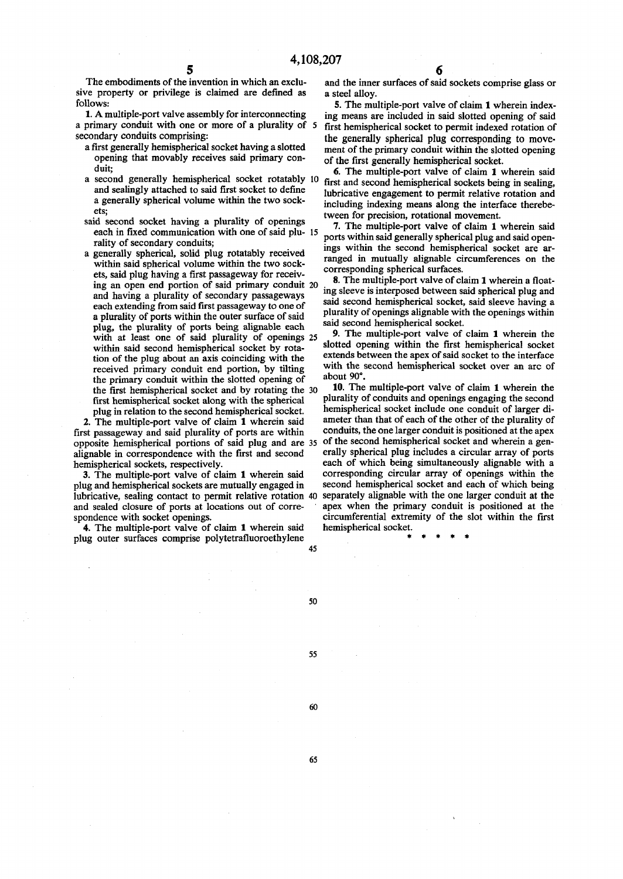The embodiments of the invention in which an exclusive property or privilege is claimed are defined as follows:

1. A multiple-port valve assembly for interconnecting a primary conduit with one or more of a plurality of secondary conduits comprising:
   - a first generally hemispherical socket having a slotted opening that movably receives said primary conduit;
   - a second generally hemispherical socket rotatably and sealingly attached to said first socket to define a generally spherical volume within the two sockets;
   - said second socket having a plurality of openings each in fixed communication with one of said plurality of secondary conduits;
   - a generally spherical, solid plug rotatably received within said spherical volume within the two sockets, said plug having a first passageway for receiving an open end portion of said primary conduit and having a plurality of secondary passageways each extending from said first passageway to one of a plurality of ports within the outer surface of said plug, the plurality of ports being alignable each with at least one of said plurality of openings within said second hemispherical socket by rotation of the plug about an axis coinciding with the received primary conduit end portion, by tilting the primary conduit within the slotted opening of the first hemispherical socket and by rotating the first hemispherical socket along with the spherical plug in relation to the second hemispherical socket.

2. The multiple-port valve of claim 1 wherein said first passageway and said plurality of ports are within opposite hemispherical portions of said plug and are alignable in correspondence with the first and second hemispherical sockets, respectively.

3. The multiple-port valve of claim 1 wherein said plug and hemispherical sockets are mutually engaged in lubricative, sealing contact to permit relative rotation and sealed closure of ports at locations out of correspondence with socket openings.

4. The multiple-port valve of claim 1 wherein said plug outer surfaces comprise polytetrafluoroethylene and the inner surfaces of said sockets comprise glass or a steel alloy.

5. The multiple-port valve of claim 1 wherein indexing means are included in said slotted opening of said first hemispherical socket to permit indexed rotation of the generally spherical plug corresponding to movement of the primary conduit within the slotted opening of the first generally hemispherical socket.

6. The multiple-port valve of claim 1 wherein said first and second hemispherical sockets being in sealing, lubricative engagement to permit relative rotation and including indexing means along the interface therebetween for precision, rotational movement.

7. The multiple-port valve of claim 1 wherein said ports within said generally spherical plug and said openings within the second hemispherical socket are arranged in mutually alignable circumferences on the corresponding spherical surfaces.

8. The multiple-port valve of claim 1 wherein a floating sleeve is interposed between said spherical plug and said second hemispherical socket, said sleeve having a plurality of openings alignable with the openings within said second hemispherical socket.

9. The multiple-port valve of claim 1 wherein the slotted opening within the first hemispherical socket extends between the apex of said socket to the interface with the second hemispherical socket over an arc of about 90°.

10. The multiple-port valve of claim 1 wherein the plurality of conduits and openings engaging the second hemispherical socket include one conduit of larger diameter than that of each of the other of the plurality of conduits, the one larger conduit is positioned at the apex of the second hemispherical socket and wherein a generally spherical plug includes a circular array of ports each of which being simultaneously alignable with a corresponding circular array of openings within the second hemispherical socket and each of which being separately alignable with the one larger conduit at the apex when the primary conduit is positioned at the circumferential extremity of the slot within the first hemispherical socket.

* * * * *